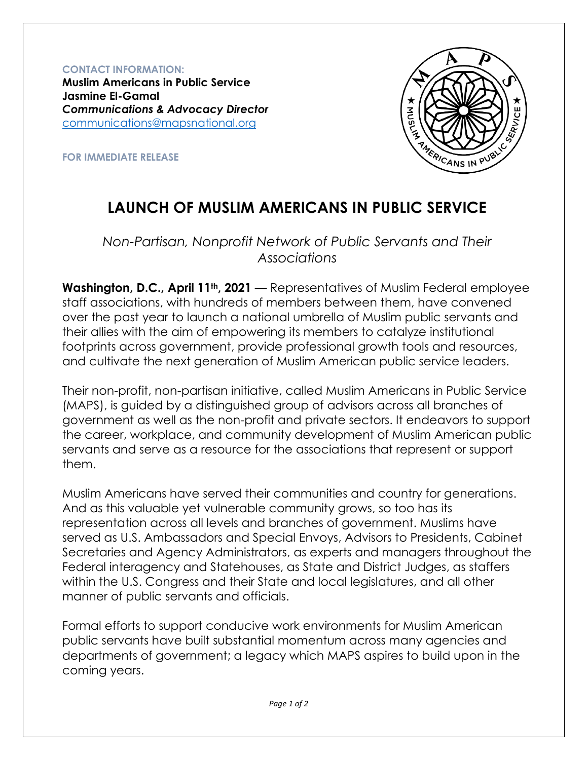**CONTACT INFORMATION:**
**Muslim Americans in Public Service**
**Jasmine El-Gamal**
***Communications & Advocacy Director***
communications@mapsnational.org

**FOR IMMEDIATE RELEASE**

# LAUNCH OF MUSLIM AMERICANS IN PUBLIC SERVICE

*Non-Partisan, Nonprofit Network of Public Servants and Their Associations*

**Washington, D.C., April 11th, 2021** — Representatives of Muslim Federal employee staff associations, with hundreds of members between them, have convened over the past year to launch a national umbrella of Muslim public servants and their allies with the aim of empowering its members to catalyze institutional footprints across government, provide professional growth tools and resources, and cultivate the next generation of Muslim American public service leaders.

Their non-profit, non-partisan initiative, called Muslim Americans in Public Service (MAPS), is guided by a distinguished group of advisors across all branches of government as well as the non-profit and private sectors. It endeavors to support the career, workplace, and community development of Muslim American public servants and serve as a resource for the associations that represent or support them.

Muslim Americans have served their communities and country for generations. And as this valuable yet vulnerable community grows, so too has its representation across all levels and branches of government. Muslims have served as U.S. Ambassadors and Special Envoys, Advisors to Presidents, Cabinet Secretaries and Agency Administrators, as experts and managers throughout the Federal interagency and Statehouses, as State and District Judges, as staffers within the U.S. Congress and their State and local legislatures, and all other manner of public servants and officials.

Formal efforts to support conducive work environments for Muslim American public servants have built substantial momentum across many agencies and departments of government; a legacy which MAPS aspires to build upon in the coming years.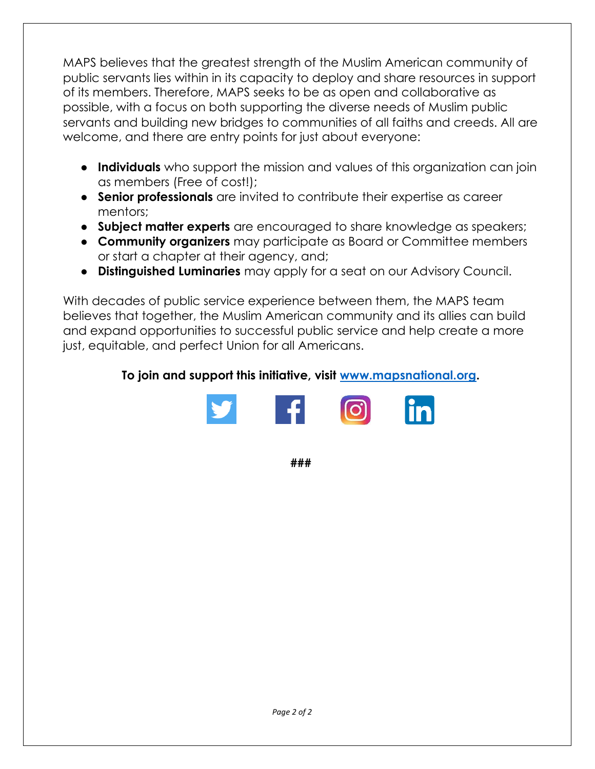MAPS believes that the greatest strength of the Muslim American community of public servants lies within in its capacity to deploy and share resources in support of its members. Therefore, MAPS seeks to be as open and collaborative as possible, with a focus on both supporting the diverse needs of Muslim public servants and building new bridges to communities of all faiths and creeds. All are welcome, and there are entry points for just about everyone:

- **Individuals** who support the mission and values of this organization can join as members (Free of cost!);
- **Senior professionals** are invited to contribute their expertise as career mentors;
- **Subject matter experts** are encouraged to share knowledge as speakers;
- **Community organizers** may participate as Board or Committee members or start a chapter at their agency, and;
- **Distinguished Luminaries** may apply for a seat on our Advisory Council.

With decades of public service experience between them, the MAPS team believes that together, the Muslim American community and its allies can build and expand opportunities to successful public service and help create a more just, equitable, and perfect Union for all Americans.

**To join and support this initiative, visit [www.mapsnational.org](http://www.mapsnational.org).**

**###**